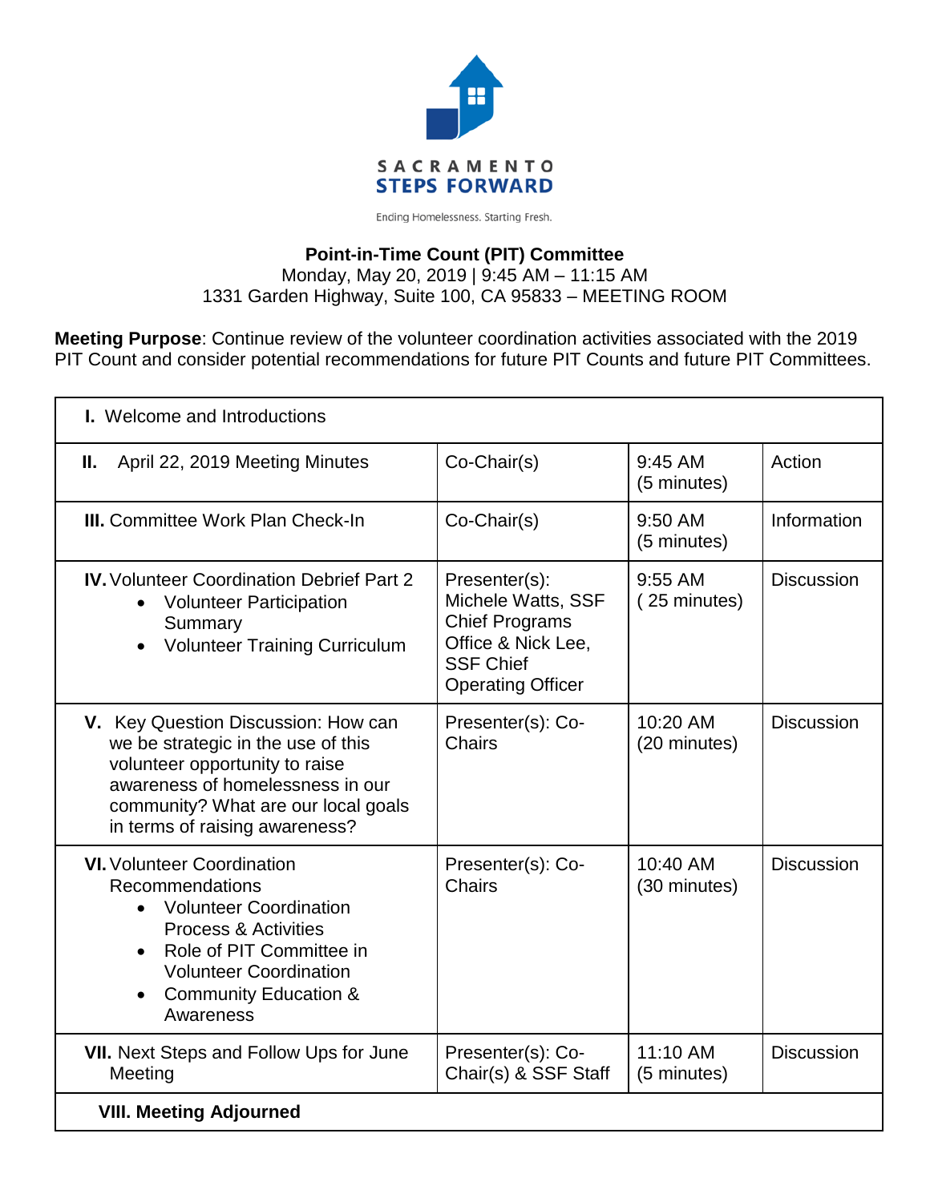SACRAMENTO
STEPS FORWARD

Ending Homelessness. Starting Fresh.

**Point-in-Time Count (PIT) Committee**
Monday, May 20, 2019 | 9:45 AM – 11:15 AM
1331 Garden Highway, Suite 100, CA 95833 – MEETING ROOM

**Meeting Purpose**: Continue review of the volunteer coordination activities associated with the 2019 PIT Count and consider potential recommendations for future PIT Counts and future PIT Committees.

| **I.** Welcome and Introductions | | | |
|---|---|---|---|
| **II.** April 22, 2019 Meeting Minutes | Co-Chair(s) | 9:45 AM (5 minutes) | Action |
| **III.** Committee Work Plan Check-In | Co-Chair(s) | 9:50 AM (5 minutes) | Information |
| **IV.** Volunteer Coordination Debrief Part 2<br>• Volunteer Participation Summary<br>• Volunteer Training Curriculum | Presenter(s): Michele Watts, SSF Chief Programs Office & Nick Lee, SSF Chief Operating Officer | 9:55 AM ( 25 minutes) | Discussion |
| **V.** Key Question Discussion: How can we be strategic in the use of this volunteer opportunity to raise awareness of homelessness in our community? What are our local goals in terms of raising awareness? | Presenter(s): Co-Chairs | 10:20 AM (20 minutes) | Discussion |
| **VI.** Volunteer Coordination Recommendations<br>• Volunteer Coordination Process & Activities<br>• Role of PIT Committee in Volunteer Coordination<br>• Community Education & Awareness | Presenter(s): Co-Chairs | 10:40 AM (30 minutes) | Discussion |
| **VII.** Next Steps and Follow Ups for June Meeting | Presenter(s): Co-Chair(s) & SSF Staff | 11:10 AM (5 minutes) | Discussion |
| **VIII. Meeting Adjourned** | | | |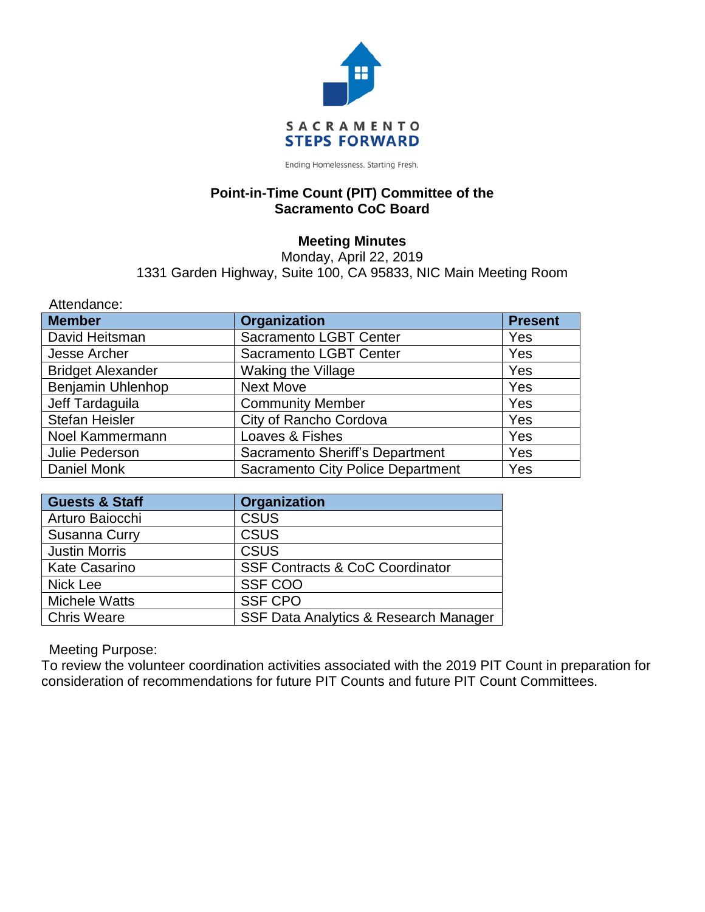SACRAMENTO STEPS FORWARD

Ending Homelessness. Starting Fresh.

**Point-in-Time Count (PIT) Committee of the Sacramento CoC Board**

**Meeting Minutes**

Monday, April 22, 2019

1331 Garden Highway, Suite 100, CA 95833, NIC Main Meeting Room

Attendance:

| Member | Organization | Present |
|---|---|---|
| David Heitsman | Sacramento LGBT Center | Yes |
| Jesse Archer | Sacramento LGBT Center | Yes |
| Bridget Alexander | Waking the Village | Yes |
| Benjamin Uhlenhop | Next Move | Yes |
| Jeff Tardaguila | Community Member | Yes |
| Stefan Heisler | City of Rancho Cordova | Yes |
| Noel Kammermann | Loaves & Fishes | Yes |
| Julie Pederson | Sacramento Sheriff's Department | Yes |
| Daniel Monk | Sacramento City Police Department | Yes |

| Guests & Staff | Organization |
|---|---|
| Arturo Baiocchi | CSUS |
| Susanna Curry | CSUS |
| Justin Morris | CSUS |
| Kate Casarino | SSF Contracts & CoC Coordinator |
| Nick Lee | SSF COO |
| Michele Watts | SSF CPO |
| Chris Weare | SSF Data Analytics & Research Manager |

Meeting Purpose:

To review the volunteer coordination activities associated with the 2019 PIT Count in preparation for consideration of recommendations for future PIT Counts and future PIT Count Committees.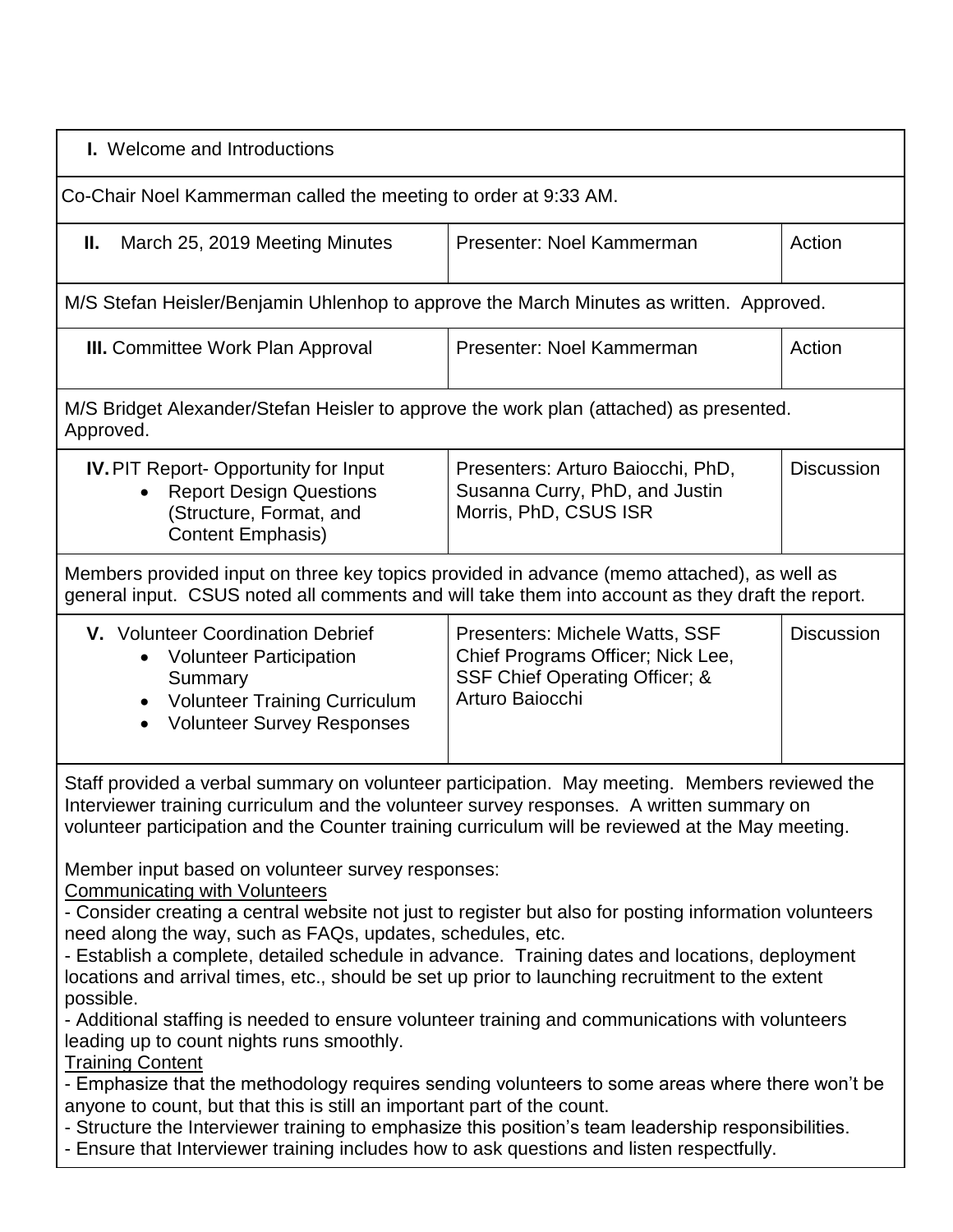| **I.** Welcome and Introductions | | |
|---|---|---|
| Co-Chair Noel Kammerman called the meeting to order at 9:33 AM. | | |
| **II.** March 25, 2019 Meeting Minutes | Presenter: Noel Kammerman | Action |
| M/S Stefan Heisler/Benjamin Uhlenhop to approve the March Minutes as written. Approved. | | |
| **III.** Committee Work Plan Approval | Presenter: Noel Kammerman | Action |
| M/S Bridget Alexander/Stefan Heisler to approve the work plan (attached) as presented. Approved. | | |
| **IV.** PIT Report- Opportunity for Input<br>• Report Design Questions (Structure, Format, and Content Emphasis) | Presenters: Arturo Baiocchi, PhD, Susanna Curry, PhD, and Justin Morris, PhD, CSUS ISR | Discussion |
| Members provided input on three key topics provided in advance (memo attached), as well as general input. CSUS noted all comments and will take them into account as they draft the report. | | |
| **V.** Volunteer Coordination Debrief<br>• Volunteer Participation Summary<br>• Volunteer Training Curriculum<br>• Volunteer Survey Responses | Presenters: Michele Watts, SSF Chief Programs Officer; Nick Lee, SSF Chief Operating Officer; & Arturo Baiocchi | Discussion |

Staff provided a verbal summary on volunteer participation. May meeting. Members reviewed the Interviewer training curriculum and the volunteer survey responses. A written summary on volunteer participation and the Counter training curriculum will be reviewed at the May meeting.

Member input based on volunteer survey responses:

<u>Communicating with Volunteers</u>

- Consider creating a central website not just to register but also for posting information volunteers need along the way, such as FAQs, updates, schedules, etc.
- Establish a complete, detailed schedule in advance. Training dates and locations, deployment locations and arrival times, etc., should be set up prior to launching recruitment to the extent possible.
- Additional staffing is needed to ensure volunteer training and communications with volunteers leading up to count nights runs smoothly.

<u>Training Content</u>

- Emphasize that the methodology requires sending volunteers to some areas where there won't be anyone to count, but that this is still an important part of the count.
- Structure the Interviewer training to emphasize this position's team leadership responsibilities.
- Ensure that Interviewer training includes how to ask questions and listen respectfully.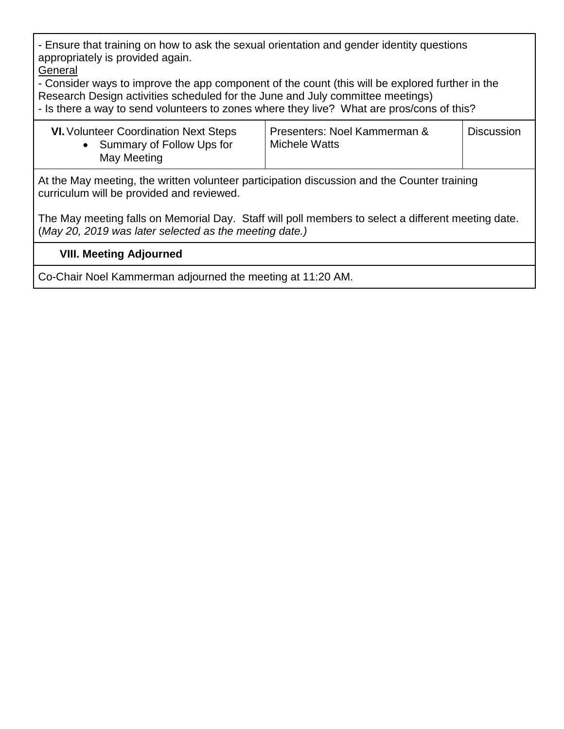- Ensure that training on how to ask the sexual orientation and gender identity questions appropriately is provided again.

General

- Consider ways to improve the app component of the count (this will be explored further in the Research Design activities scheduled for the June and July committee meetings)
- Is there a way to send volunteers to zones where they live? What are pros/cons of this?

| **VI.** Volunteer Coordination Next Steps<br>• Summary of Follow Ups for May Meeting | Presenters: Noel Kammerman & Michele Watts | Discussion |
|---|---|---|

At the May meeting, the written volunteer participation discussion and the Counter training curriculum will be provided and reviewed.

The May meeting falls on Memorial Day. Staff will poll members to select a different meeting date. (*May 20, 2019 was later selected as the meeting date.)*

**VIII. Meeting Adjourned**

Co-Chair Noel Kammerman adjourned the meeting at 11:20 AM.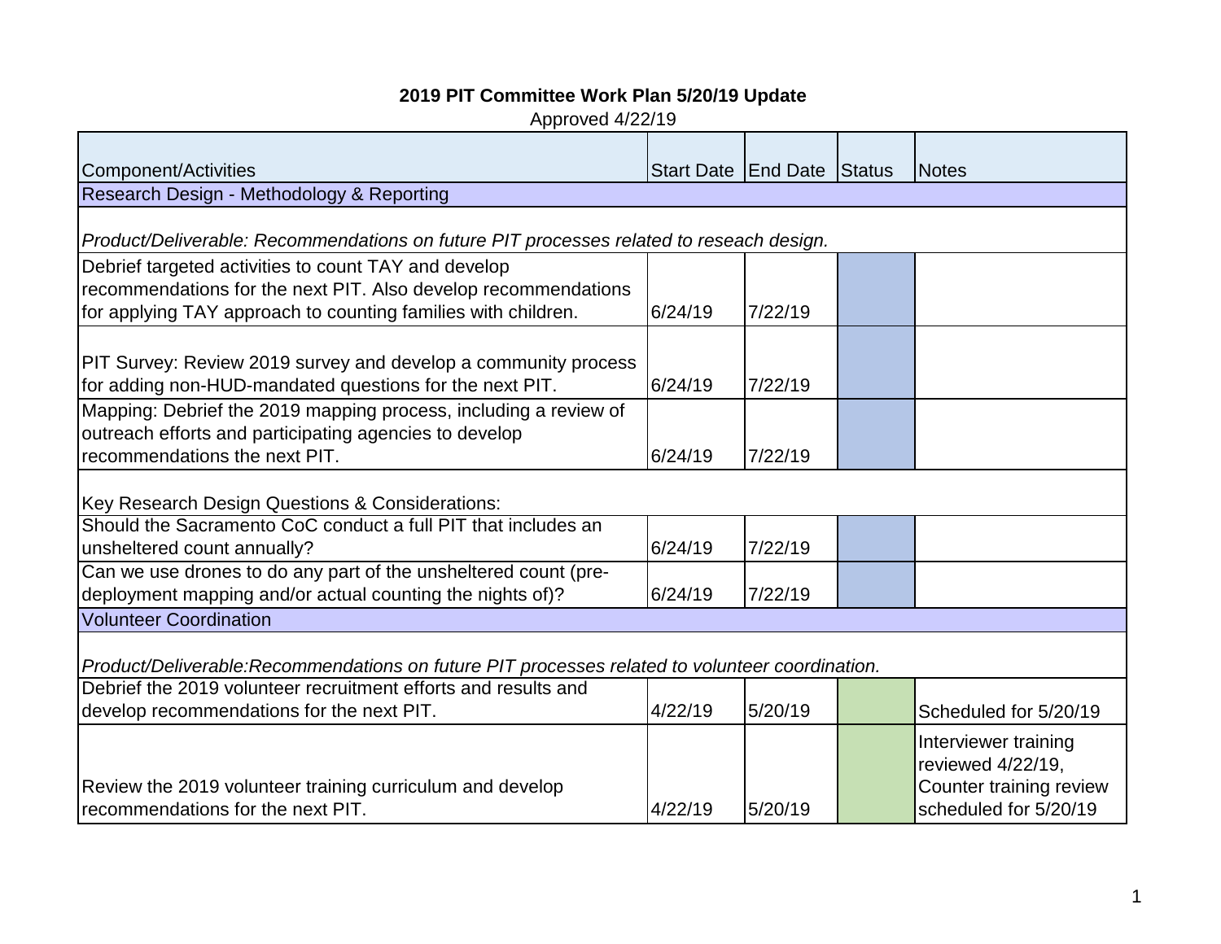# 2019 PIT Committee Work Plan 5/20/19 Update

Approved 4/22/19

| Component/Activities | Start Date | End Date | Status | Notes |
|---|---|---|---|---|
| Research Design - Methodology & Reporting | | | | |
| *Product/Deliverable: Recommendations on future PIT processes related to reseach design.* | | | | |
| Debrief targeted activities to count TAY and develop recommendations for the next PIT. Also develop recommendations for applying TAY approach to counting families with children. | 6/24/19 | 7/22/19 | | |
| PIT Survey: Review 2019 survey and develop a community process for adding non-HUD-mandated questions for the next PIT. | 6/24/19 | 7/22/19 | | |
| Mapping: Debrief the 2019 mapping process, including a review of outreach efforts and participating agencies to develop recommendations the next PIT. | 6/24/19 | 7/22/19 | | |
| Key Research Design Questions & Considerations: | | | | |
| Should the Sacramento CoC conduct a full PIT that includes an unsheltered count annually? | 6/24/19 | 7/22/19 | | |
| Can we use drones to do any part of the unsheltered count (pre-deployment mapping and/or actual counting the nights of)? | 6/24/19 | 7/22/19 | | |
| Volunteer Coordination | | | | |
| *Product/Deliverable:Recommendations on future PIT processes related to volunteer coordination.* | | | | |
| Debrief the 2019 volunteer recruitment efforts and results and develop recommendations for the next PIT. | 4/22/19 | 5/20/19 | | Scheduled for 5/20/19 |
| Review the 2019 volunteer training curriculum and develop recommendations for the next PIT. | 4/22/19 | 5/20/19 | | Interviewer training reviewed 4/22/19, Counter training review scheduled for 5/20/19 |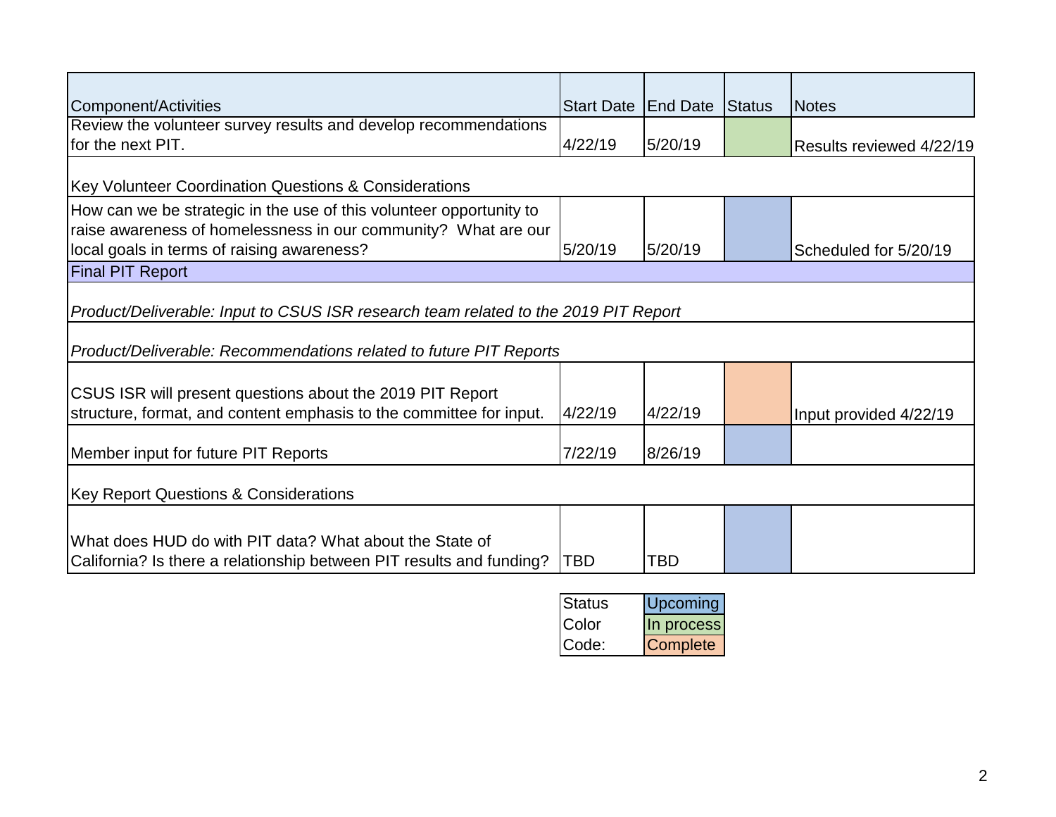| Component/Activities | Start Date | End Date | Status | Notes |
|---|---|---|---|---|
| Review the volunteer survey results and develop recommendations for the next PIT. | 4/22/19 | 5/20/19 | | Results reviewed 4/22/19 |
| Key Volunteer Coordination Questions & Considerations | | | | |
| How can we be strategic in the use of this volunteer opportunity to raise awareness of homelessness in our community? What are our local goals in terms of raising awareness? | 5/20/19 | 5/20/19 | | Scheduled for 5/20/19 |
| Final PIT Report | | | | |
| *Product/Deliverable: Input to CSUS ISR research team related to the 2019 PIT Report* | | | | |
| *Product/Deliverable: Recommendations related to future PIT Reports* | | | | |
| CSUS ISR will present questions about the 2019 PIT Report structure, format, and content emphasis to the committee for input. | 4/22/19 | 4/22/19 | | Input provided 4/22/19 |
| Member input for future PIT Reports | 7/22/19 | 8/26/19 | | |
| Key Report Questions & Considerations | | | | |
| What does HUD do with PIT data? What about the State of California? Is there a relationship between PIT results and funding? | TBD | TBD | | |

| | |
|---|---|
| Status | Upcoming |
| Color | In process |
| Code: | Complete |